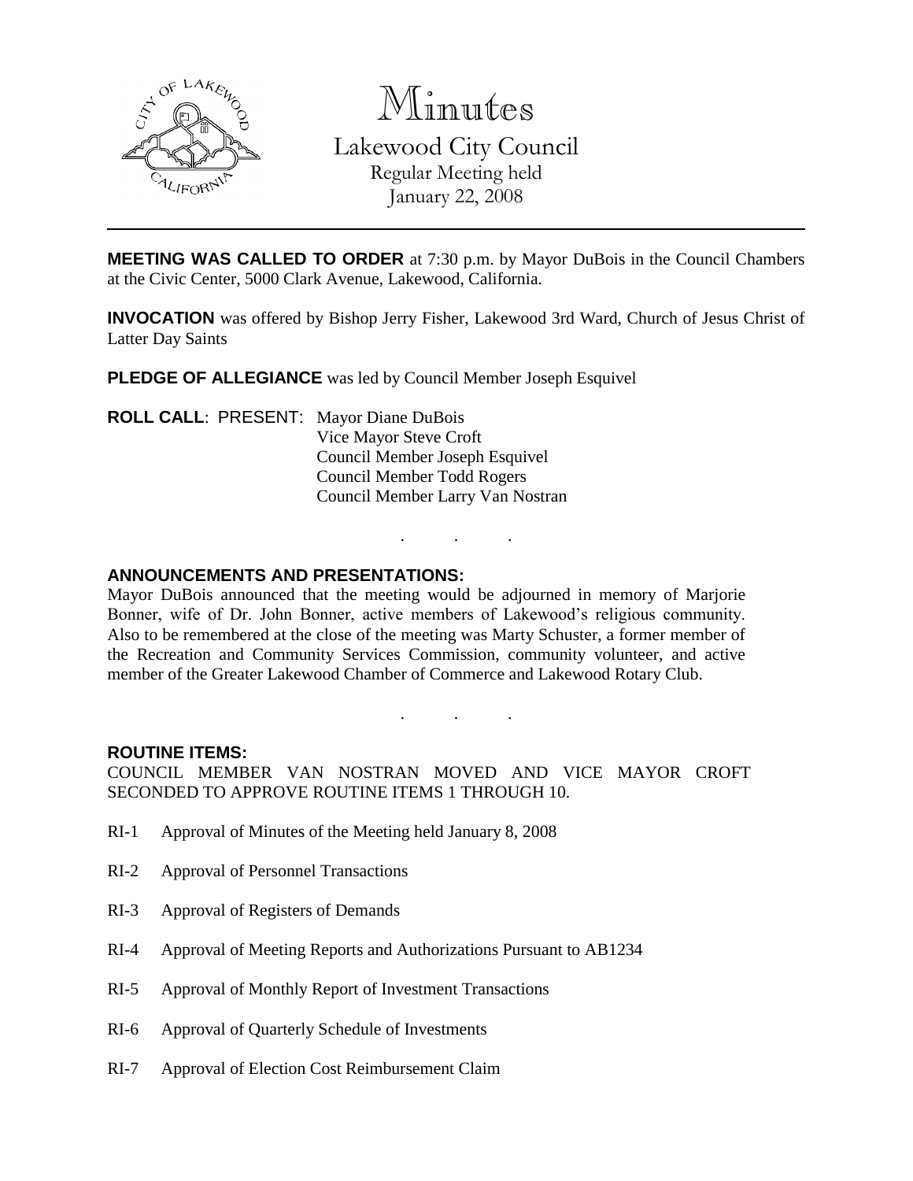# Minutes

## Lakewood City Council

Regular Meeting held
January 22, 2008

---

**MEETING WAS CALLED TO ORDER** at 7:30 p.m. by Mayor DuBois in the Council Chambers at the Civic Center, 5000 Clark Avenue, Lakewood, California.

**INVOCATION** was offered by Bishop Jerry Fisher, Lakewood 3rd Ward, Church of Jesus Christ of Latter Day Saints

**PLEDGE OF ALLEGIANCE** was led by Council Member Joseph Esquivel

**ROLL CALL**: PRESENT: Mayor Diane DuBois
Vice Mayor Steve Croft
Council Member Joseph Esquivel
Council Member Todd Rogers
Council Member Larry Van Nostran

. . .

**ANNOUNCEMENTS AND PRESENTATIONS:**

Mayor DuBois announced that the meeting would be adjourned in memory of Marjorie Bonner, wife of Dr. John Bonner, active members of Lakewood's religious community. Also to be remembered at the close of the meeting was Marty Schuster, a former member of the Recreation and Community Services Commission, community volunteer, and active member of the Greater Lakewood Chamber of Commerce and Lakewood Rotary Club.

. . .

**ROUTINE ITEMS:**

COUNCIL MEMBER VAN NOSTRAN MOVED AND VICE MAYOR CROFT SECONDED TO APPROVE ROUTINE ITEMS 1 THROUGH 10.

RI-1 Approval of Minutes of the Meeting held January 8, 2008

RI-2 Approval of Personnel Transactions

RI-3 Approval of Registers of Demands

RI-4 Approval of Meeting Reports and Authorizations Pursuant to AB1234

RI-5 Approval of Monthly Report of Investment Transactions

RI-6 Approval of Quarterly Schedule of Investments

RI-7 Approval of Election Cost Reimbursement Claim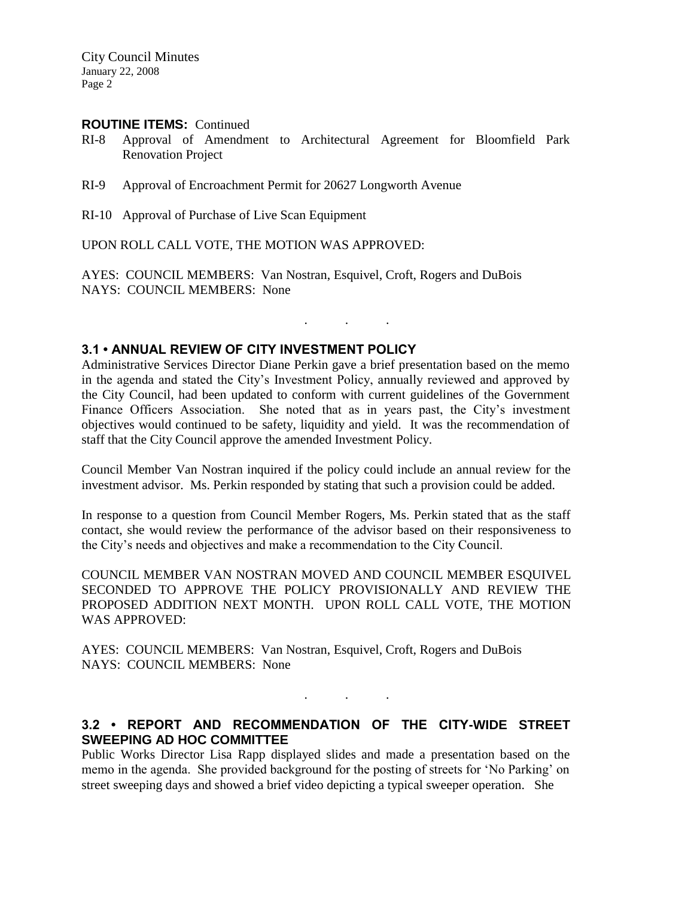**ROUTINE ITEMS:** Continued

RI-8 Approval of Amendment to Architectural Agreement for Bloomfield Park Renovation Project

RI-9 Approval of Encroachment Permit for 20627 Longworth Avenue

RI-10 Approval of Purchase of Live Scan Equipment

UPON ROLL CALL VOTE, THE MOTION WAS APPROVED:

AYES: COUNCIL MEMBERS: Van Nostran, Esquivel, Croft, Rogers and DuBois
NAYS: COUNCIL MEMBERS: None

. . .

### 3.1 • ANNUAL REVIEW OF CITY INVESTMENT POLICY

Administrative Services Director Diane Perkin gave a brief presentation based on the memo in the agenda and stated the City's Investment Policy, annually reviewed and approved by the City Council, had been updated to conform with current guidelines of the Government Finance Officers Association. She noted that as in years past, the City's investment objectives would continued to be safety, liquidity and yield. It was the recommendation of staff that the City Council approve the amended Investment Policy.

Council Member Van Nostran inquired if the policy could include an annual review for the investment advisor. Ms. Perkin responded by stating that such a provision could be added.

In response to a question from Council Member Rogers, Ms. Perkin stated that as the staff contact, she would review the performance of the advisor based on their responsiveness to the City's needs and objectives and make a recommendation to the City Council.

COUNCIL MEMBER VAN NOSTRAN MOVED AND COUNCIL MEMBER ESQUIVEL SECONDED TO APPROVE THE POLICY PROVISIONALLY AND REVIEW THE PROPOSED ADDITION NEXT MONTH. UPON ROLL CALL VOTE, THE MOTION WAS APPROVED:

AYES: COUNCIL MEMBERS: Van Nostran, Esquivel, Croft, Rogers and DuBois
NAYS: COUNCIL MEMBERS: None

. . .

### 3.2 • REPORT AND RECOMMENDATION OF THE CITY-WIDE STREET SWEEPING AD HOC COMMITTEE

Public Works Director Lisa Rapp displayed slides and made a presentation based on the memo in the agenda. She provided background for the posting of streets for 'No Parking' on street sweeping days and showed a brief video depicting a typical sweeper operation. She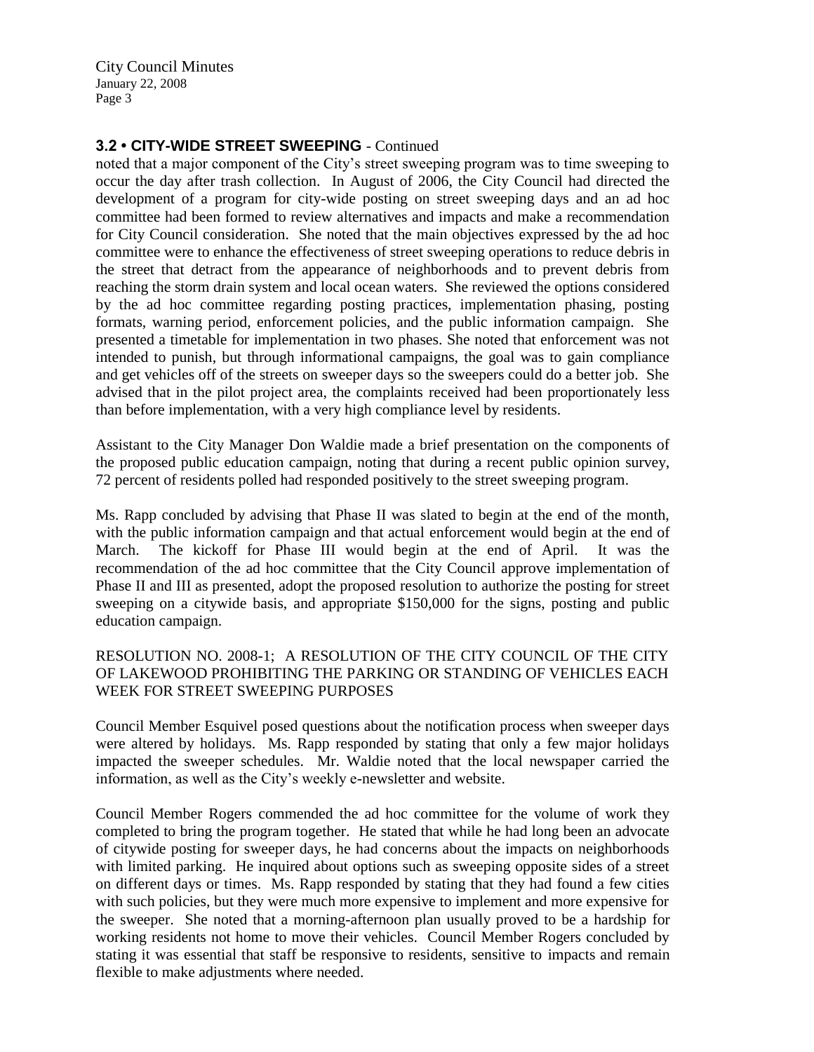**3.2 • CITY-WIDE STREET SWEEPING** - Continued

noted that a major component of the City's street sweeping program was to time sweeping to occur the day after trash collection. In August of 2006, the City Council had directed the development of a program for city-wide posting on street sweeping days and an ad hoc committee had been formed to review alternatives and impacts and make a recommendation for City Council consideration. She noted that the main objectives expressed by the ad hoc committee were to enhance the effectiveness of street sweeping operations to reduce debris in the street that detract from the appearance of neighborhoods and to prevent debris from reaching the storm drain system and local ocean waters. She reviewed the options considered by the ad hoc committee regarding posting practices, implementation phasing, posting formats, warning period, enforcement policies, and the public information campaign. She presented a timetable for implementation in two phases. She noted that enforcement was not intended to punish, but through informational campaigns, the goal was to gain compliance and get vehicles off of the streets on sweeper days so the sweepers could do a better job. She advised that in the pilot project area, the complaints received had been proportionately less than before implementation, with a very high compliance level by residents.

Assistant to the City Manager Don Waldie made a brief presentation on the components of the proposed public education campaign, noting that during a recent public opinion survey, 72 percent of residents polled had responded positively to the street sweeping program.

Ms. Rapp concluded by advising that Phase II was slated to begin at the end of the month, with the public information campaign and that actual enforcement would begin at the end of March. The kickoff for Phase III would begin at the end of April. It was the recommendation of the ad hoc committee that the City Council approve implementation of Phase II and III as presented, adopt the proposed resolution to authorize the posting for street sweeping on a citywide basis, and appropriate $150,000 for the signs, posting and public education campaign.

RESOLUTION NO. 2008-1; A RESOLUTION OF THE CITY COUNCIL OF THE CITY OF LAKEWOOD PROHIBITING THE PARKING OR STANDING OF VEHICLES EACH WEEK FOR STREET SWEEPING PURPOSES

Council Member Esquivel posed questions about the notification process when sweeper days were altered by holidays. Ms. Rapp responded by stating that only a few major holidays impacted the sweeper schedules. Mr. Waldie noted that the local newspaper carried the information, as well as the City's weekly e-newsletter and website.

Council Member Rogers commended the ad hoc committee for the volume of work they completed to bring the program together. He stated that while he had long been an advocate of citywide posting for sweeper days, he had concerns about the impacts on neighborhoods with limited parking. He inquired about options such as sweeping opposite sides of a street on different days or times. Ms. Rapp responded by stating that they had found a few cities with such policies, but they were much more expensive to implement and more expensive for the sweeper. She noted that a morning-afternoon plan usually proved to be a hardship for working residents not home to move their vehicles. Council Member Rogers concluded by stating it was essential that staff be responsive to residents, sensitive to impacts and remain flexible to make adjustments where needed.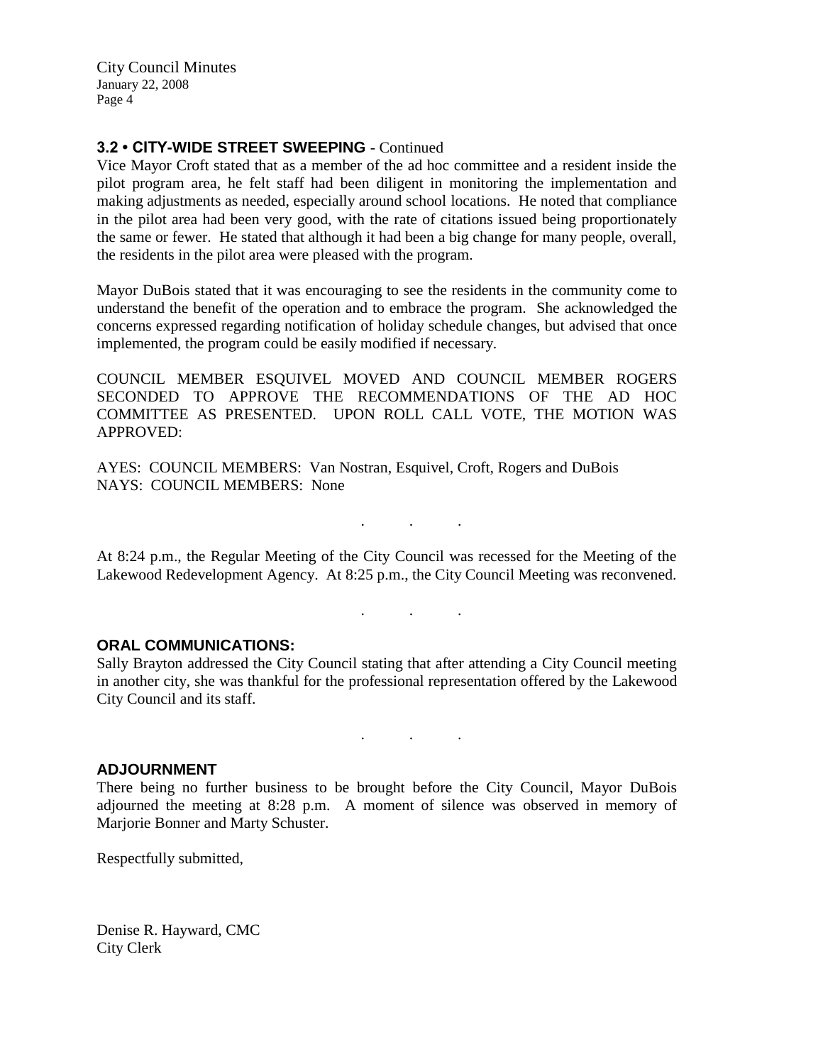### 3.2 • CITY-WIDE STREET SWEEPING - Continued

Vice Mayor Croft stated that as a member of the ad hoc committee and a resident inside the pilot program area, he felt staff had been diligent in monitoring the implementation and making adjustments as needed, especially around school locations. He noted that compliance in the pilot area had been very good, with the rate of citations issued being proportionately the same or fewer. He stated that although it had been a big change for many people, overall, the residents in the pilot area were pleased with the program.

Mayor DuBois stated that it was encouraging to see the residents in the community come to understand the benefit of the operation and to embrace the program. She acknowledged the concerns expressed regarding notification of holiday schedule changes, but advised that once implemented, the program could be easily modified if necessary.

COUNCIL MEMBER ESQUIVEL MOVED AND COUNCIL MEMBER ROGERS SECONDED TO APPROVE THE RECOMMENDATIONS OF THE AD HOC COMMITTEE AS PRESENTED. UPON ROLL CALL VOTE, THE MOTION WAS APPROVED:

AYES: COUNCIL MEMBERS: Van Nostran, Esquivel, Croft, Rogers and DuBois
NAYS: COUNCIL MEMBERS: None

. . .

At 8:24 p.m., the Regular Meeting of the City Council was recessed for the Meeting of the Lakewood Redevelopment Agency. At 8:25 p.m., the City Council Meeting was reconvened.

. . .

### ORAL COMMUNICATIONS:

Sally Brayton addressed the City Council stating that after attending a City Council meeting in another city, she was thankful for the professional representation offered by the Lakewood City Council and its staff.

. . .

### ADJOURNMENT

There being no further business to be brought before the City Council, Mayor DuBois adjourned the meeting at 8:28 p.m. A moment of silence was observed in memory of Marjorie Bonner and Marty Schuster.

Respectfully submitted,

Denise R. Hayward, CMC
City Clerk